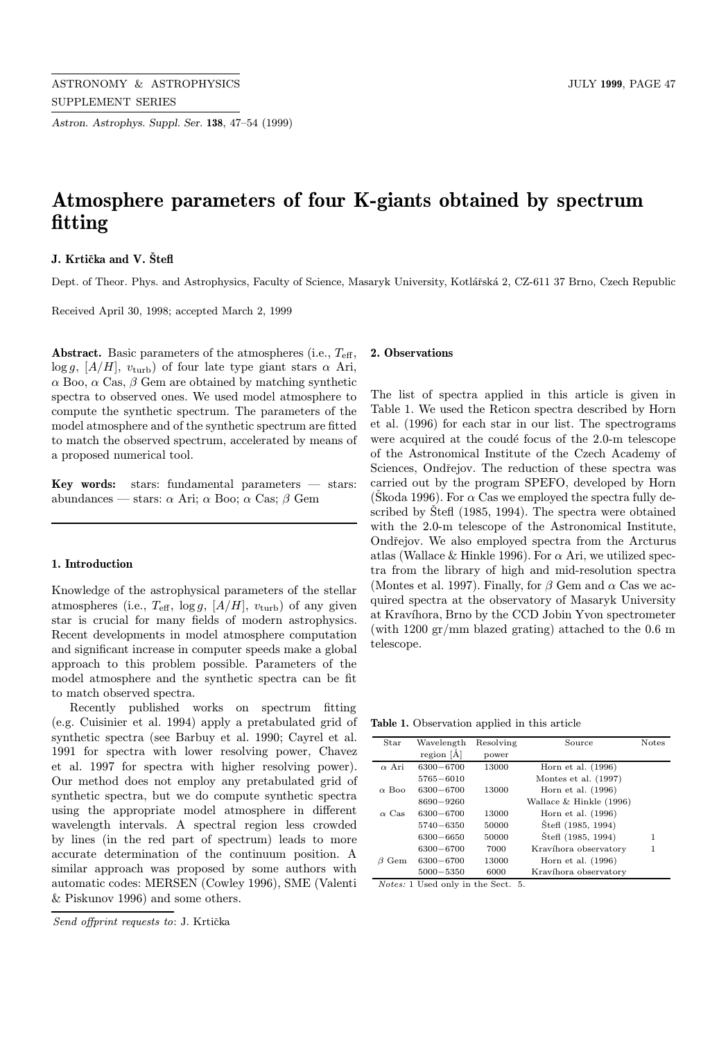# Atmosphere parameters of four K-giants obtained by spectrum fitting

**J. Krtička and V. Štefl**

Dept. of Theor. Phys. and Astrophysics, Faculty of Science, Masaryk University, Kotlářská 2, CZ-611 37 Brno, Czech Republic

Received April 30, 1998; accepted March 2, 1999

**Abstract.** Basic parameters of the atmospheres (i.e., $T_{\rm eff}$, $\log g$, $[A/H]$, $v_{\rm turb}$) of four late type giant stars $\alpha$ Ari, $\alpha$ Boo, $\alpha$ Cas, $\beta$ Gem are obtained by matching synthetic spectra to observed ones. We used model atmosphere to compute the synthetic spectrum. The parameters of the model atmosphere and of the synthetic spectrum are fitted to match the observed spectrum, accelerated by means of a proposed numerical tool.

**Key words:** stars: fundamental parameters — stars: abundances — stars: $\alpha$ Ari; $\alpha$ Boo; $\alpha$ Cas; $\beta$ Gem

## 1. Introduction

Knowledge of the astrophysical parameters of the stellar atmospheres (i.e., $T_{\rm eff}$, $\log g$, $[A/H]$, $v_{\rm turb}$) of any given star is crucial for many fields of modern astrophysics. Recent developments in model atmosphere computation and significant increase in computer speeds make a global approach to this problem possible. Parameters of the model atmosphere and the synthetic spectra can be fit to match observed spectra.

Recently published works on spectrum fitting (e.g. Cuisinier et al. 1994) apply a pretabulated grid of synthetic spectra (see Barbuy et al. 1990; Cayrel et al. 1991 for spectra with lower resolving power, Chavez et al. 1997 for spectra with higher resolving power). Our method does not employ any pretabulated grid of synthetic spectra, but we do compute synthetic spectra using the appropriate model atmosphere in different wavelength intervals. A spectral region less crowded by lines (in the red part of spectrum) leads to more accurate determination of the continuum position. A similar approach was proposed by some authors with automatic codes: MERSEN (Cowley 1996), SME (Valenti & Piskunov 1996) and some others.

*Send offprint requests to*: J. Krtička

## 2. Observations

The list of spectra applied in this article is given in Table 1. We used the Reticon spectra described by Horn et al. (1996) for each star in our list. The spectrograms were acquired at the coudé focus of the 2.0-m telescope of the Astronomical Institute of the Czech Academy of Sciences, Ondřejov. The reduction of these spectra was carried out by the program SPEFO, developed by Horn (Škoda 1996). For $\alpha$ Cas we employed the spectra fully described by Štefl (1985, 1994). The spectra were obtained with the 2.0-m telescope of the Astronomical Institute, Ondřejov. We also employed spectra from the Arcturus atlas (Wallace & Hinkle 1996). For $\alpha$ Ari, we utilized spectra from the library of high and mid-resolution spectra (Montes et al. 1997). Finally, for $\beta$ Gem and $\alpha$ Cas we acquired spectra at the observatory of Masaryk University at Kravíhora, Brno by the CCD Jobin Yvon spectrometer (with 1200 gr/mm blazed grating) attached to the 0.6 m telescope.

**Table 1.** Observation applied in this article

| Star | Wavelength region [Å] | Resolving power | Source | Notes |
|---|---|---|---|---|
| $\alpha$ Ari | 6300−6700 | 13000 | Horn et al. (1996) | |
| | 5765−6010 | | Montes et al. (1997) | |
| $\alpha$ Boo | 6300−6700 | 13000 | Horn et al. (1996) | |
| | 8690−9260 | | Wallace & Hinkle (1996) | |
| $\alpha$ Cas | 6300−6700 | 13000 | Horn et al. (1996) | |
| | 5740−6350 | 50000 | Štefl (1985, 1994) | |
| | 6300−6650 | 50000 | Štefl (1985, 1994) | 1 |
| | 6300−6700 | 7000 | Kravíhora observatory | 1 |
| $\beta$ Gem | 6300−6700 | 13000 | Horn et al. (1996) | |
| | 5000−5350 | 6000 | Kravíhora observatory | |

*Notes:* 1 Used only in the Sect. 5.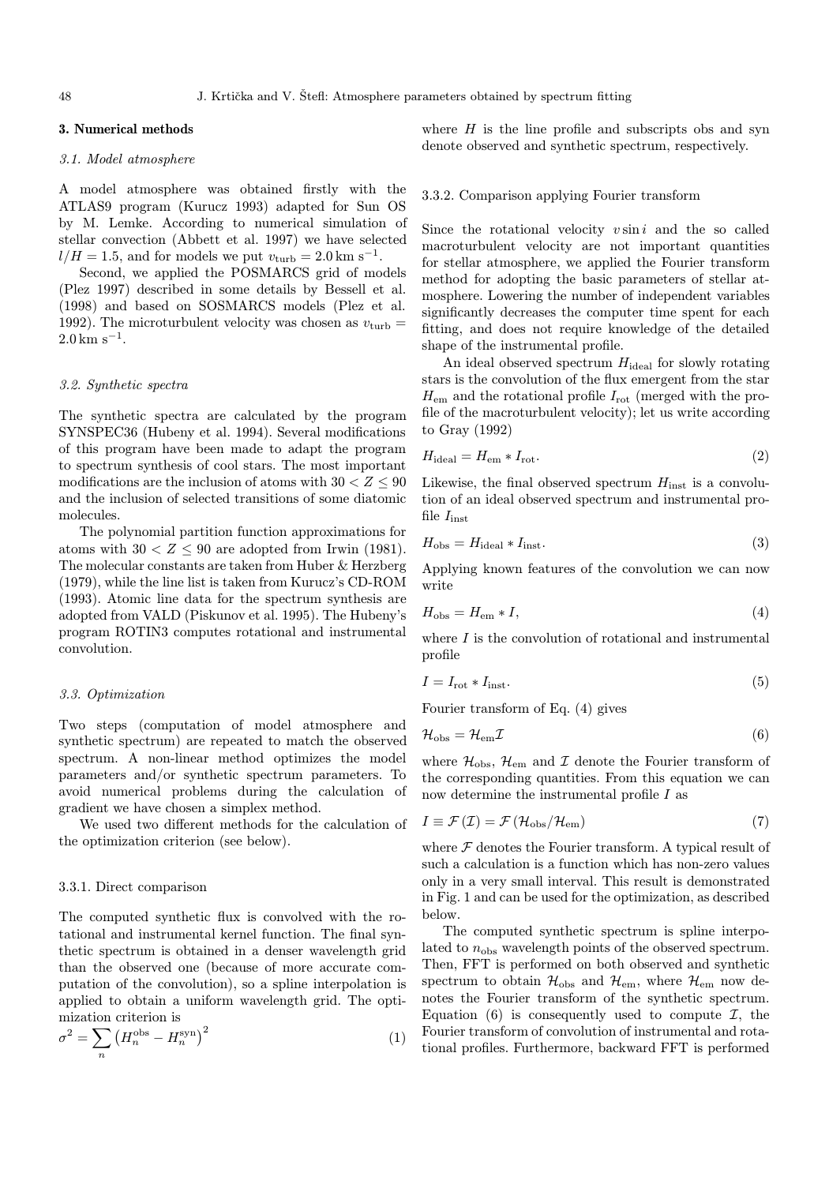## 3. Numerical methods

### 3.1. Model atmosphere

A model atmosphere was obtained firstly with the ATLAS9 program (Kurucz 1993) adapted for Sun OS by M. Lemke. According to numerical simulation of stellar convection (Abbett et al. 1997) we have selected $l/H = 1.5$, and for models we put $v_{\rm turb} = 2.0\,{\rm km\,s^{-1}}$.

Second, we applied the POSMARCS grid of models (Plez 1997) described in some details by Bessell et al. (1998) and based on SOSMARCS models (Plez et al. 1992). The microturbulent velocity was chosen as $v_{\rm turb} = 2.0\,{\rm km\,s^{-1}}$.

### 3.2. Synthetic spectra

The synthetic spectra are calculated by the program SYNSPEC36 (Hubeny et al. 1994). Several modifications of this program have been made to adapt the program to spectrum synthesis of cool stars. The most important modifications are the inclusion of atoms with $30 < Z \leq 90$ and the inclusion of selected transitions of some diatomic molecules.

The polynomial partition function approximations for atoms with $30 < Z \leq 90$ are adopted from Irwin (1981). The molecular constants are taken from Huber & Herzberg (1979), while the line list is taken from Kurucz's CD-ROM (1993). Atomic line data for the spectrum synthesis are adopted from VALD (Piskunov et al. 1995). The Hubeny's program ROTIN3 computes rotational and instrumental convolution.

### 3.3. Optimization

Two steps (computation of model atmosphere and synthetic spectrum) are repeated to match the observed spectrum. A non-linear method optimizes the model parameters and/or synthetic spectrum parameters. To avoid numerical problems during the calculation of gradient we have chosen a simplex method.

We used two different methods for the calculation of the optimization criterion (see below).

#### 3.3.1. Direct comparison

The computed synthetic flux is convolved with the rotational and instrumental kernel function. The final synthetic spectrum is obtained in a denser wavelength grid than the observed one (because of more accurate computation of the convolution), so a spline interpolation is applied to obtain a uniform wavelength grid. The optimization criterion is

$$\sigma^2 = \sum_n \left(H_n^{\rm obs} - H_n^{\rm syn}\right)^2 \tag{1}$$

where $H$ is the line profile and subscripts obs and syn denote observed and synthetic spectrum, respectively.

#### 3.3.2. Comparison applying Fourier transform

Since the rotational velocity $v \sin i$ and the so called macroturbulent velocity are not important quantities for stellar atmosphere, we applied the Fourier transform method for adopting the basic parameters of stellar atmosphere. Lowering the number of independent variables significantly decreases the computer time spent for each fitting, and does not require knowledge of the detailed shape of the instrumental profile.

An ideal observed spectrum $H_{\rm ideal}$ for slowly rotating stars is the convolution of the flux emergent from the star $H_{\rm em}$ and the rotational profile $I_{\rm rot}$ (merged with the profile of the macroturbulent velocity); let us write according to Gray (1992)

$$H_{\rm ideal} = H_{\rm em} * I_{\rm rot}. \tag{2}$$

Likewise, the final observed spectrum $H_{\rm inst}$ is a convolution of an ideal observed spectrum and instrumental profile $I_{\rm inst}$

$$H_{\rm obs} = H_{\rm ideal} * I_{\rm inst}. \tag{3}$$

Applying known features of the convolution we can now write

$$H_{\rm obs} = H_{\rm em} * I, \tag{4}$$

where $I$ is the convolution of rotational and instrumental profile

$$I = I_{\rm rot} * I_{\rm inst}. \tag{5}$$

Fourier transform of Eq. (4) gives

$$\mathcal{H}_{\rm obs} = \mathcal{H}_{\rm em}\mathcal{I} \tag{6}$$

where $\mathcal{H}_{\rm obs}$, $\mathcal{H}_{\rm em}$ and $\mathcal{I}$ denote the Fourier transform of the corresponding quantities. From this equation we can now determine the instrumental profile $I$ as

$$I \equiv \mathcal{F}\left(\mathcal{I}\right) = \mathcal{F}\left(\mathcal{H}_{\rm obs}/\mathcal{H}_{\rm em}\right) \tag{7}$$

where $\mathcal{F}$ denotes the Fourier transform. A typical result of such a calculation is a function which has non-zero values only in a very small interval. This result is demonstrated in Fig. 1 and can be used for the optimization, as described below.

The computed synthetic spectrum is spline interpolated to $n_{\rm obs}$ wavelength points of the observed spectrum. Then, FFT is performed on both observed and synthetic spectrum to obtain $\mathcal{H}_{\rm obs}$ and $\mathcal{H}_{\rm em}$, where $\mathcal{H}_{\rm em}$ now denotes the Fourier transform of the synthetic spectrum. Equation (6) is consequently used to compute $\mathcal{I}$, the Fourier transform of convolution of instrumental and rotational profiles. Furthermore, backward FFT is performed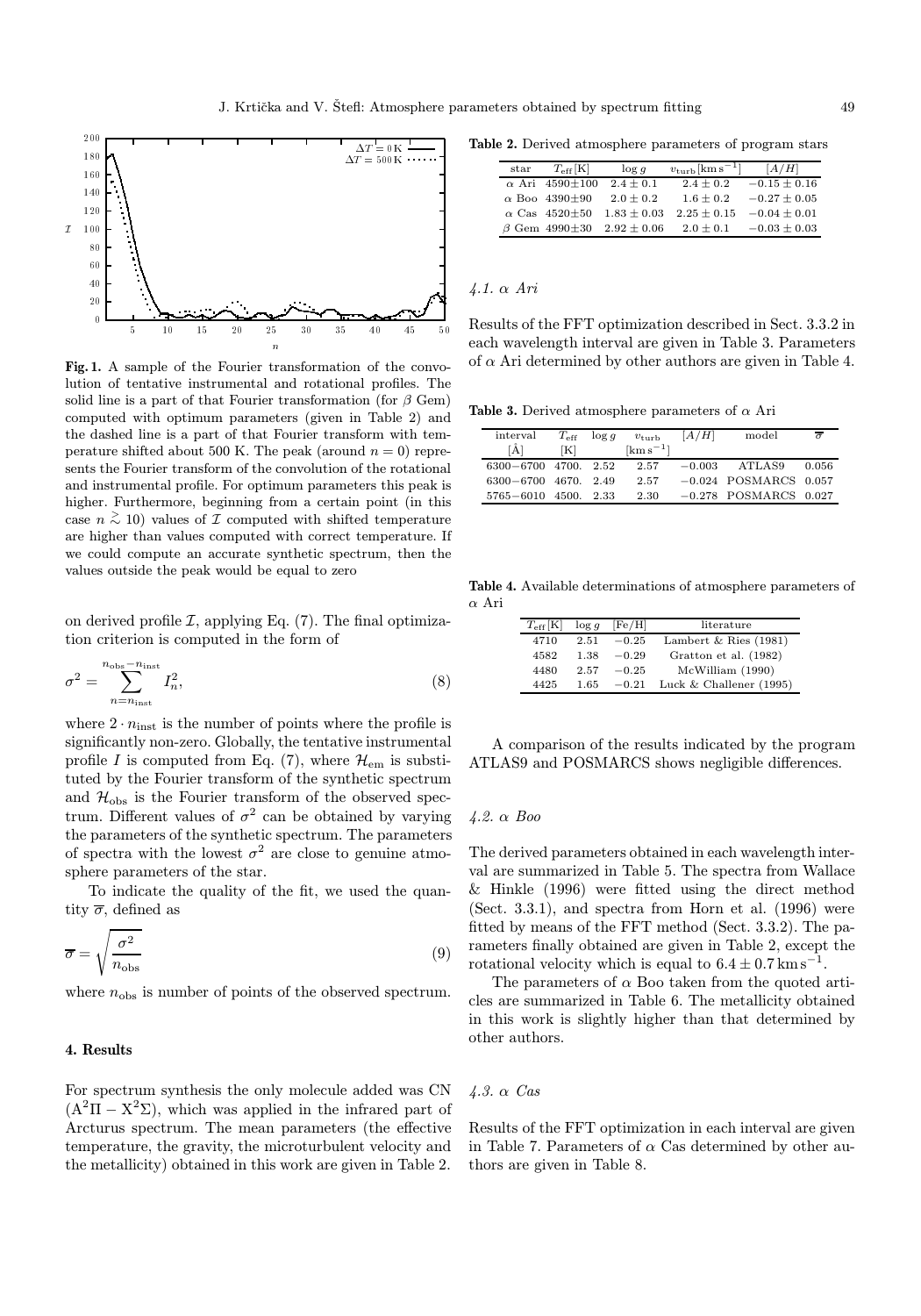**Fig. 1.** A sample of the Fourier transformation of the convolution of tentative instrumental and rotational profiles. The solid line is a part of that Fourier transformation (for $\beta$ Gem) computed with optimum parameters (given in Table 2) and the dashed line is a part of that Fourier transform with temperature shifted about 500 K. The peak (around $n = 0$) represents the Fourier transform of the convolution of the rotational and instrumental profile. For optimum parameters this peak is higher. Furthermore, beginning from a certain point (in this case $n \gtrsim 10$) values of $\mathcal{I}$ computed with shifted temperature are higher than values computed with correct temperature. If we could compute an accurate synthetic spectrum, then the values outside the peak would be equal to zero

on derived profile $\mathcal{I}$, applying Eq. (7). The final optimization criterion is computed in the form of

$$\sigma^2 = \sum_{n=n_{\text{inst}}}^{n_{\text{obs}}-n_{\text{inst}}} I_n^2, \tag{8}$$

where $2 \cdot n_{\text{inst}}$ is the number of points where the profile is significantly non-zero. Globally, the tentative instrumental profile $I$ is computed from Eq. (7), where $\mathcal{H}_{\text{em}}$ is substituted by the Fourier transform of the synthetic spectrum and $\mathcal{H}_{\text{obs}}$ is the Fourier transform of the observed spectrum. Different values of $\sigma^2$ can be obtained by varying the parameters of the synthetic spectrum. The parameters of spectra with the lowest $\sigma^2$ are close to genuine atmosphere parameters of the star.

To indicate the quality of the fit, we used the quantity $\overline{\sigma}$, defined as

$$\overline{\sigma} = \sqrt{\frac{\sigma^2}{n_{\text{obs}}}} \tag{9}$$

where $n_{\text{obs}}$ is number of points of the observed spectrum.

## 4. Results

For spectrum synthesis the only molecule added was CN ($\mathrm{A}^2\Pi - \mathrm{X}^2\Sigma$), which was applied in the infrared part of Arcturus spectrum. The mean parameters (the effective temperature, the gravity, the microturbulent velocity and the metallicity) obtained in this work are given in Table 2.

**Table 2.** Derived atmosphere parameters of program stars

| star | $T_{\text{eff}}$[K] | $\log g$ | $v_{\text{turb}}$[km s$^{-1}$] | $[A/H]$ |
|---|---|---|---|---|
| $\alpha$ Ari | 4590±100 | $2.4 \pm 0.1$ | $2.4 \pm 0.2$ | $-0.15 \pm 0.16$ |
| $\alpha$ Boo | 4390±90 | $2.0 \pm 0.2$ | $1.6 \pm 0.2$ | $-0.27 \pm 0.05$ |
| $\alpha$ Cas | 4520±50 | $1.83 \pm 0.03$ | $2.25 \pm 0.15$ | $-0.04 \pm 0.01$ |
| $\beta$ Gem | 4990±30 | $2.92 \pm 0.06$ | $2.0 \pm 0.1$ | $-0.03 \pm 0.03$ |

### 4.1. $\alpha$ Ari

Results of the FFT optimization described in Sect. 3.3.2 in each wavelength interval are given in Table 3. Parameters of $\alpha$ Ari determined by other authors are given in Table 4.

**Table 3.** Derived atmosphere parameters of $\alpha$ Ari

| interval [Å] | $T_{\text{eff}}$ [K] | $\log g$ | $v_{\text{turb}}$ [km s$^{-1}$] | $[A/H]$ | model | $\overline{\sigma}$ |
|---|---|---|---|---|---|---|
| 6300−6700 | 4700. | 2.52 | 2.57 | −0.003 | ATLAS9 | 0.056 |
| 6300−6700 | 4670. | 2.49 | 2.57 | −0.024 | POSMARCS | 0.057 |
| 5765−6010 | 4500. | 2.33 | 2.30 | −0.278 | POSMARCS | 0.027 |

**Table 4.** Available determinations of atmosphere parameters of $\alpha$ Ari

| $T_{\text{eff}}$[K] | $\log g$ | [Fe/H] | literature |
|---|---|---|---|
| 4710 | 2.51 | −0.25 | Lambert & Ries (1981) |
| 4582 | 1.38 | −0.29 | Gratton et al. (1982) |
| 4480 | 2.57 | −0.25 | McWilliam (1990) |
| 4425 | 1.65 | −0.21 | Luck & Challener (1995) |

A comparison of the results indicated by the program ATLAS9 and POSMARCS shows negligible differences.

### 4.2. $\alpha$ Boo

The derived parameters obtained in each wavelength interval are summarized in Table 5. The spectra from Wallace & Hinkle (1996) were fitted using the direct method (Sect. 3.3.1), and spectra from Horn et al. (1996) were fitted by means of the FFT method (Sect. 3.3.2). The parameters finally obtained are given in Table 2, except the rotational velocity which is equal to $6.4 \pm 0.7\,\mathrm{km\,s^{-1}}$.

The parameters of $\alpha$ Boo taken from the quoted articles are summarized in Table 6. The metallicity obtained in this work is slightly higher than that determined by other authors.

### 4.3. $\alpha$ Cas

Results of the FFT optimization in each interval are given in Table 7. Parameters of $\alpha$ Cas determined by other authors are given in Table 8.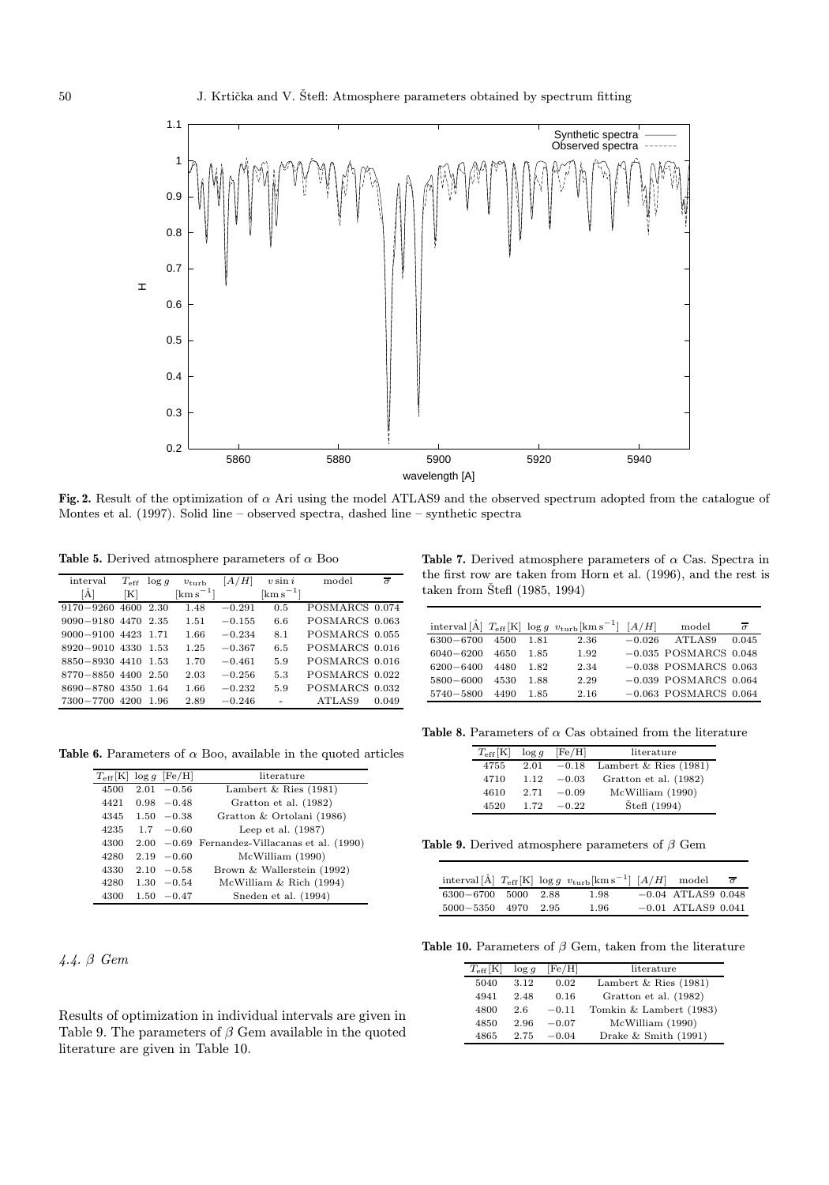**Fig. 2.** Result of the optimization of $\alpha$ Ari using the model ATLAS9 and the observed spectrum adopted from the catalogue of Montes et al. (1997). Solid line – observed spectra, dashed line – synthetic spectra

**Table 5.** Derived atmosphere parameters of $\alpha$ Boo

| interval [Å] | $T_{\rm eff}$ [K] | $\log g$ | $v_{\rm turb}$ [km s$^{-1}$] | $[A/H]$ | $v \sin i$ [km s$^{-1}$] | model | $\overline{\sigma}$ |
|---|---|---|---|---|---|---|---|
| 9170−9260 | 4600 | 2.30 | 1.48 | −0.291 | 0.5 | POSMARCS | 0.074 |
| 9090−9180 | 4470 | 2.35 | 1.51 | −0.155 | 6.6 | POSMARCS | 0.063 |
| 9000−9100 | 4423 | 1.71 | 1.66 | −0.234 | 8.1 | POSMARCS | 0.055 |
| 8920−9010 | 4330 | 1.53 | 1.25 | −0.367 | 6.5 | POSMARCS | 0.016 |
| 8850−8930 | 4410 | 1.53 | 1.70 | −0.461 | 5.9 | POSMARCS | 0.016 |
| 8770−8850 | 4400 | 2.50 | 2.03 | −0.256 | 5.3 | POSMARCS | 0.022 |
| 8690−8780 | 4350 | 1.64 | 1.66 | −0.232 | 5.9 | POSMARCS | 0.032 |
| 7300−7700 | 4200 | 1.96 | 2.89 | −0.246 | - | ATLAS9 | 0.049 |

**Table 6.** Parameters of $\alpha$ Boo, available in the quoted articles

| $T_{\rm eff}$[K] | $\log g$ | [Fe/H] | literature |
|---|---|---|---|
| 4500 | 2.01 | −0.56 | Lambert & Ries (1981) |
| 4421 | 0.98 | −0.48 | Gratton et al. (1982) |
| 4345 | 1.50 | −0.38 | Gratton & Ortolani (1986) |
| 4235 | 1.7 | −0.60 | Leep et al. (1987) |
| 4300 | 2.00 | −0.69 | Fernandez-Villacanas et al. (1990) |
| 4280 | 2.19 | −0.60 | McWilliam (1990) |
| 4330 | 2.10 | −0.58 | Brown & Wallerstein (1992) |
| 4280 | 1.30 | −0.54 | McWilliam & Rich (1994) |
| 4300 | 1.50 | −0.47 | Sneden et al. (1994) |

### 4.4. $\beta$ Gem

Results of optimization in individual intervals are given in Table 9. The parameters of $\beta$ Gem available in the quoted literature are given in Table 10.

**Table 7.** Derived atmosphere parameters of $\alpha$ Cas. Spectra in the first row are taken from Horn et al. (1996), and the rest is taken from Štefl (1985, 1994)

| interval [Å] | $T_{\rm eff}$[K] | $\log g$ | $v_{\rm turb}$[km s$^{-1}$] | $[A/H]$ | model | $\overline{\sigma}$ |
|---|---|---|---|---|---|---|
| 6300−6700 | 4500 | 1.81 | 2.36 | −0.026 | ATLAS9 | 0.045 |
| 6040−6200 | 4650 | 1.85 | 1.92 | −0.035 | POSMARCS | 0.048 |
| 6200−6400 | 4480 | 1.82 | 2.34 | −0.038 | POSMARCS | 0.063 |
| 5800−6000 | 4530 | 1.88 | 2.29 | −0.039 | POSMARCS | 0.064 |
| 5740−5800 | 4490 | 1.85 | 2.16 | −0.063 | POSMARCS | 0.064 |

**Table 8.** Parameters of $\alpha$ Cas obtained from the literature

| $T_{\rm eff}$[K] | $\log g$ | [Fe/H] | literature |
|---|---|---|---|
| 4755 | 2.01 | −0.18 | Lambert & Ries (1981) |
| 4710 | 1.12 | −0.03 | Gratton et al. (1982) |
| 4610 | 2.71 | −0.09 | McWilliam (1990) |
| 4520 | 1.72 | −0.22 | Štefl (1994) |

**Table 9.** Derived atmosphere parameters of $\beta$ Gem

| interval [Å] | $T_{\rm eff}$[K] | $\log g$ | $v_{\rm turb}$[km s$^{-1}$] | $[A/H]$ | model | $\overline{\sigma}$ |
|---|---|---|---|---|---|---|
| 6300−6700 | 5000 | 2.88 | 1.98 | −0.04 | ATLAS9 | 0.048 |
| 5000−5350 | 4970 | 2.95 | 1.96 | −0.01 | ATLAS9 | 0.041 |

**Table 10.** Parameters of $\beta$ Gem, taken from the literature

| $T_{\rm eff}$[K] | $\log g$ | [Fe/H] | literature |
|---|---|---|---|
| 5040 | 3.12 | 0.02 | Lambert & Ries (1981) |
| 4941 | 2.48 | 0.16 | Gratton et al. (1982) |
| 4800 | 2.6 | −0.11 | Tomkin & Lambert (1983) |
| 4850 | 2.96 | −0.07 | McWilliam (1990) |
| 4865 | 2.75 | −0.04 | Drake & Smith (1991) |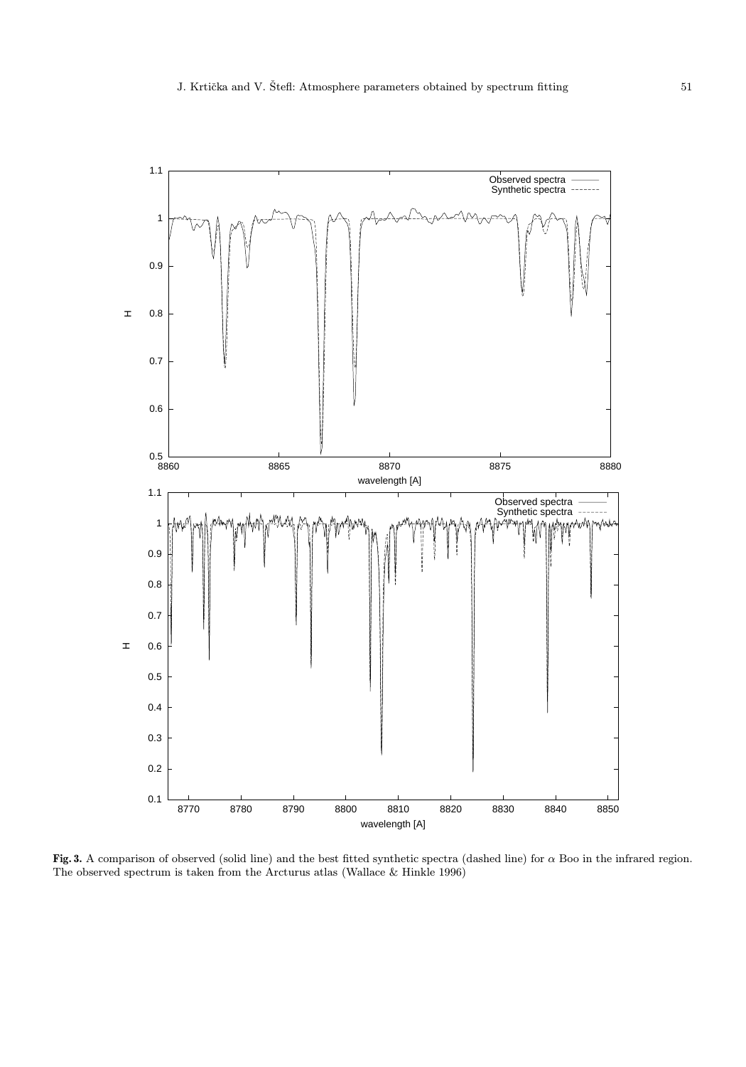**Fig. 3.** A comparison of observed (solid line) and the best fitted synthetic spectra (dashed line) for $\alpha$ Boo in the infrared region. The observed spectrum is taken from the Arcturus atlas (Wallace & Hinkle 1996)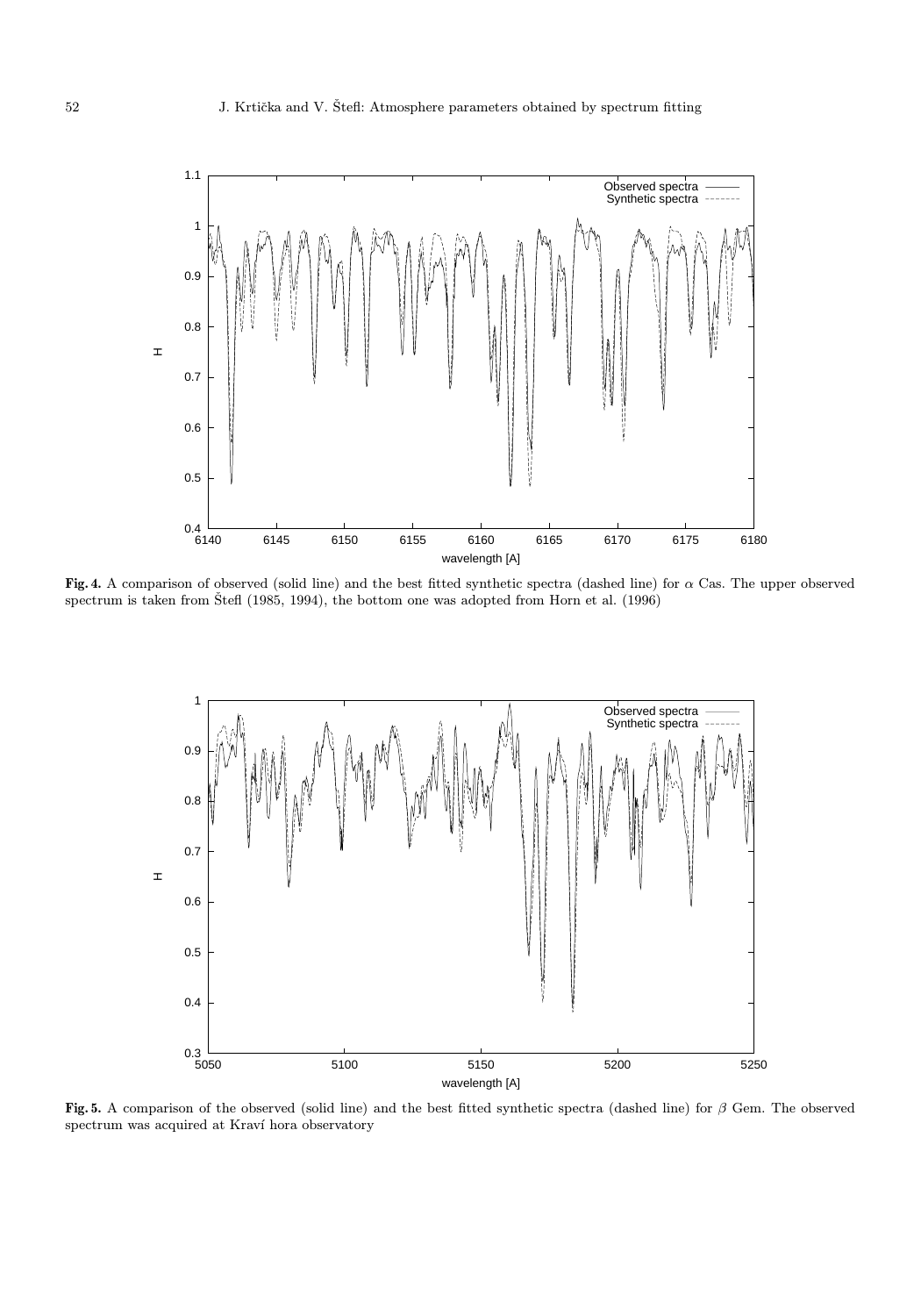**Fig. 4.** A comparison of observed (solid line) and the best fitted synthetic spectra (dashed line) for $\alpha$ Cas. The upper observed spectrum is taken from Štefl (1985, 1994), the bottom one was adopted from Horn et al. (1996)

**Fig. 5.** A comparison of the observed (solid line) and the best fitted synthetic spectra (dashed line) for $\beta$ Gem. The observed spectrum was acquired at Kraví hora observatory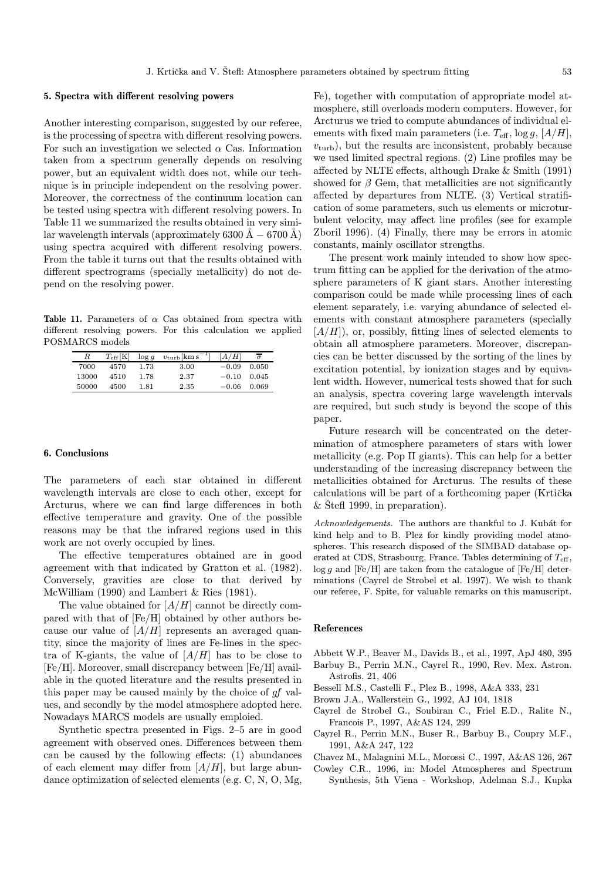## 5. Spectra with different resolving powers

Another interesting comparison, suggested by our referee, is the processing of spectra with different resolving powers. For such an investigation we selected $\alpha$ Cas. Information taken from a spectrum generally depends on resolving power, but an equivalent width does not, while our technique is in principle independent on the resolving power. Moreover, the correctness of the continuum location can be tested using spectra with different resolving powers. In Table 11 we summarized the results obtained in very similar wavelength intervals (approximately 6300 Å $-$ 6700 Å) using spectra acquired with different resolving powers. From the table it turns out that the results obtained with different spectrograms (specially metallicity) do not depend on the resolving power.

**Table 11.** Parameters of $\alpha$ Cas obtained from spectra with different resolving powers. For this calculation we applied POSMARCS models

| $R$ | $T_{\rm eff}$[K] | $\log g$ | $v_{\rm turb}$[km s$^{-1}$] | $[A/H]$ | $\overline{\sigma}$ |
|---|---|---|---|---|---|
| 7000 | 4570 | 1.73 | 3.00 | $-0.09$ | 0.050 |
| 13000 | 4510 | 1.78 | 2.37 | $-0.10$ | 0.045 |
| 50000 | 4500 | 1.81 | 2.35 | $-0.06$ | 0.069 |

## 6. Conclusions

The parameters of each star obtained in different wavelength intervals are close to each other, except for Arcturus, where we can find large differences in both effective temperature and gravity. One of the possible reasons may be that the infrared regions used in this work are not overly occupied by lines.

The effective temperatures obtained are in good agreement with that indicated by Gratton et al. (1982). Conversely, gravities are close to that derived by McWilliam (1990) and Lambert & Ries (1981).

The value obtained for $[A/H]$ cannot be directly compared with that of [Fe/H] obtained by other authors because our value of $[A/H]$ represents an averaged quantity, since the majority of lines are Fe-lines in the spectra of K-giants, the value of $[A/H]$ has to be close to [Fe/H]. Moreover, small discrepancy between [Fe/H] available in the quoted literature and the results presented in this paper may be caused mainly by the choice of *gf* values, and secondly by the model atmosphere adopted here. Nowadays MARCS models are usually emploied.

Synthetic spectra presented in Figs. 2–5 are in good agreement with observed ones. Differences between them can be caused by the following effects: (1) abundances of each element may differ from $[A/H]$, but large abundance optimization of selected elements (e.g. C, N, O, Mg, Fe), together with computation of appropriate model atmosphere, still overloads modern computers. However, for Arcturus we tried to compute abundances of individual elements with fixed main parameters (i.e. $T_{\rm eff}$, $\log g$, $[A/H]$, $v_{\rm turb}$), but the results are inconsistent, probably because we used limited spectral regions. (2) Line profiles may be affected by NLTE effects, although Drake & Smith (1991) showed for $\beta$ Gem, that metallicities are not significantly affected by departures from NLTE. (3) Vertical stratification of some parameters, such us elements or microturbulent velocity, may affect line profiles (see for example Zboril 1996). (4) Finally, there may be errors in atomic constants, mainly oscillator strengths.

The present work mainly intended to show how spectrum fitting can be applied for the derivation of the atmosphere parameters of K giant stars. Another interesting comparison could be made while processing lines of each element separately, i.e. varying abundance of selected elements with constant atmosphere parameters (specially $[A/H]$), or, possibly, fitting lines of selected elements to obtain all atmosphere parameters. Moreover, discrepancies can be better discussed by the sorting of the lines by excitation potential, by ionization stages and by equivalent width. However, numerical tests showed that for such an analysis, spectra covering large wavelength intervals are required, but such study is beyond the scope of this paper.

Future research will be concentrated on the determination of atmosphere parameters of stars with lower metallicity (e.g. Pop II giants). This can help for a better understanding of the increasing discrepancy between the metallicities obtained for Arcturus. The results of these calculations will be part of a forthcoming paper (Krtička & Štefl 1999, in preparation).

*Acknowledgements.* The authors are thankful to J. Kubát for kind help and to B. Plez for kindly providing model atmospheres. This research disposed of the SIMBAD database operated at CDS, Strasbourg, France. Tables determining of $T_{\rm eff}$, $\log g$ and [Fe/H] are taken from the catalogue of [Fe/H] determinations (Cayrel de Strobel et al. 1997). We wish to thank our referee, F. Spite, for valuable remarks on this manuscript.

## References

Abbett W.P., Beaver M., Davids B., et al., 1997, ApJ 480, 395

Barbuy B., Perrin M.N., Cayrel R., 1990, Rev. Mex. Astron. Astrofis. 21, 406

Bessell M.S., Castelli F., Plez B., 1998, A&A 333, 231

Brown J.A., Wallerstein G., 1992, AJ 104, 1818

Cayrel de Strobel G., Soubiran C., Friel E.D., Ralite N., Francois P., 1997, A&AS 124, 299

Cayrel R., Perrin M.N., Buser R., Barbuy B., Coupry M.F., 1991, A&A 247, 122

Chavez M., Malagnini M.L., Morossi C., 1997, A&AS 126, 267

Cowley C.R., 1996, in: Model Atmospheres and Spectrum Synthesis, 5th Viena - Workshop, Adelman S.J., Kupka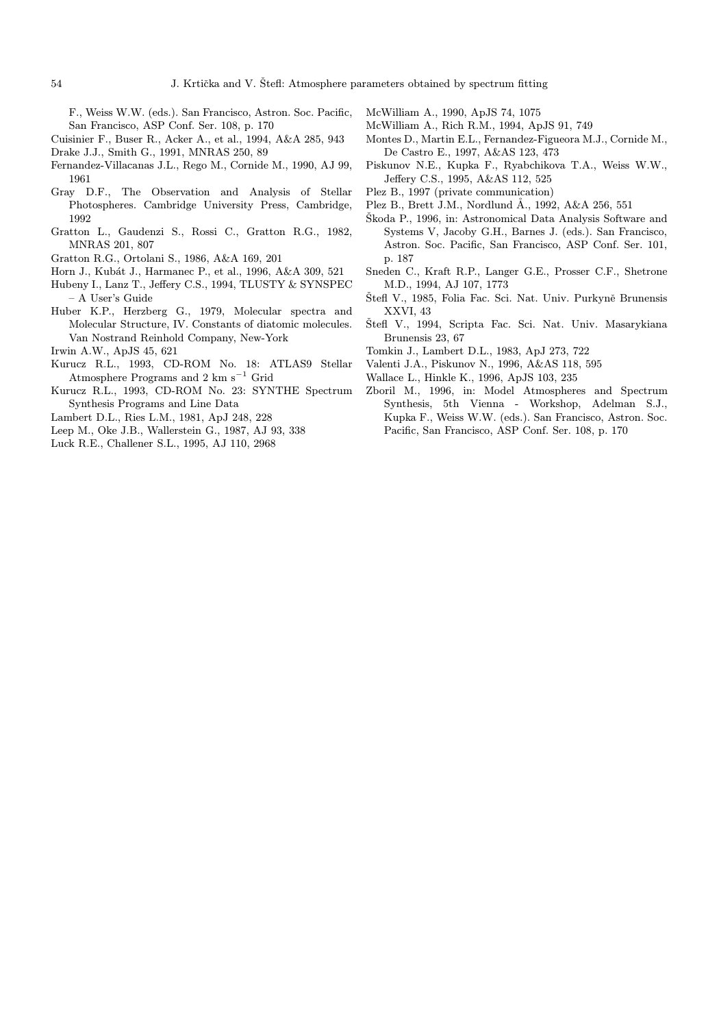F., Weiss W.W. (eds.). San Francisco, Astron. Soc. Pacific, San Francisco, ASP Conf. Ser. 108, p. 170

Cuisinier F., Buser R., Acker A., et al., 1994, A&A 285, 943

Drake J.J., Smith G., 1991, MNRAS 250, 89

Fernandez-Villacanas J.L., Rego M., Cornide M., 1990, AJ 99, 1961

Gray D.F., The Observation and Analysis of Stellar Photospheres. Cambridge University Press, Cambridge, 1992

Gratton L., Gaudenzi S., Rossi C., Gratton R.G., 1982, MNRAS 201, 807

Gratton R.G., Ortolani S., 1986, A&A 169, 201

Horn J., Kubát J., Harmanec P., et al., 1996, A&A 309, 521

Hubeny I., Lanz T., Jeffery C.S., 1994, TLUSTY & SYNSPEC – A User's Guide

Huber K.P., Herzberg G., 1979, Molecular spectra and Molecular Structure, IV. Constants of diatomic molecules. Van Nostrand Reinhold Company, New-York

Irwin A.W., ApJS 45, 621

Kurucz R.L., 1993, CD-ROM No. 18: ATLAS9 Stellar Atmosphere Programs and 2 km s$^{-1}$ Grid

Kurucz R.L., 1993, CD-ROM No. 23: SYNTHE Spectrum Synthesis Programs and Line Data

Lambert D.L., Ries L.M., 1981, ApJ 248, 228

Leep M., Oke J.B., Wallerstein G., 1987, AJ 93, 338

Luck R.E., Challener S.L., 1995, AJ 110, 2968

McWilliam A., 1990, ApJS 74, 1075

McWilliam A., Rich R.M., 1994, ApJS 91, 749

Montes D., Martin E.L., Fernandez-Figueora M.J., Cornide M., De Castro E., 1997, A&AS 123, 473

Piskunov N.E., Kupka F., Ryabchikova T.A., Weiss W.W., Jeffery C.S., 1995, A&AS 112, 525

Plez B., 1997 (private communication)

Plez B., Brett J.M., Nordlund Å., 1992, A&A 256, 551

Škoda P., 1996, in: Astronomical Data Analysis Software and Systems V, Jacoby G.H., Barnes J. (eds.). San Francisco, Astron. Soc. Pacific, San Francisco, ASP Conf. Ser. 101, p. 187

Sneden C., Kraft R.P., Langer G.E., Prosser C.F., Shetrone M.D., 1994, AJ 107, 1773

Štefl V., 1985, Folia Fac. Sci. Nat. Univ. Purkyně Brunensis XXVI, 43

Štefl V., 1994, Scripta Fac. Sci. Nat. Univ. Masarykiana Brunensis 23, 67

Tomkin J., Lambert D.L., 1983, ApJ 273, 722

Valenti J.A., Piskunov N., 1996, A&AS 118, 595

Wallace L., Hinkle K., 1996, ApJS 103, 235

Zboril M., 1996, in: Model Atmospheres and Spectrum Synthesis, 5th Vienna - Workshop, Adelman S.J., Kupka F., Weiss W.W. (eds.). San Francisco, Astron. Soc. Pacific, San Francisco, ASP Conf. Ser. 108, p. 170